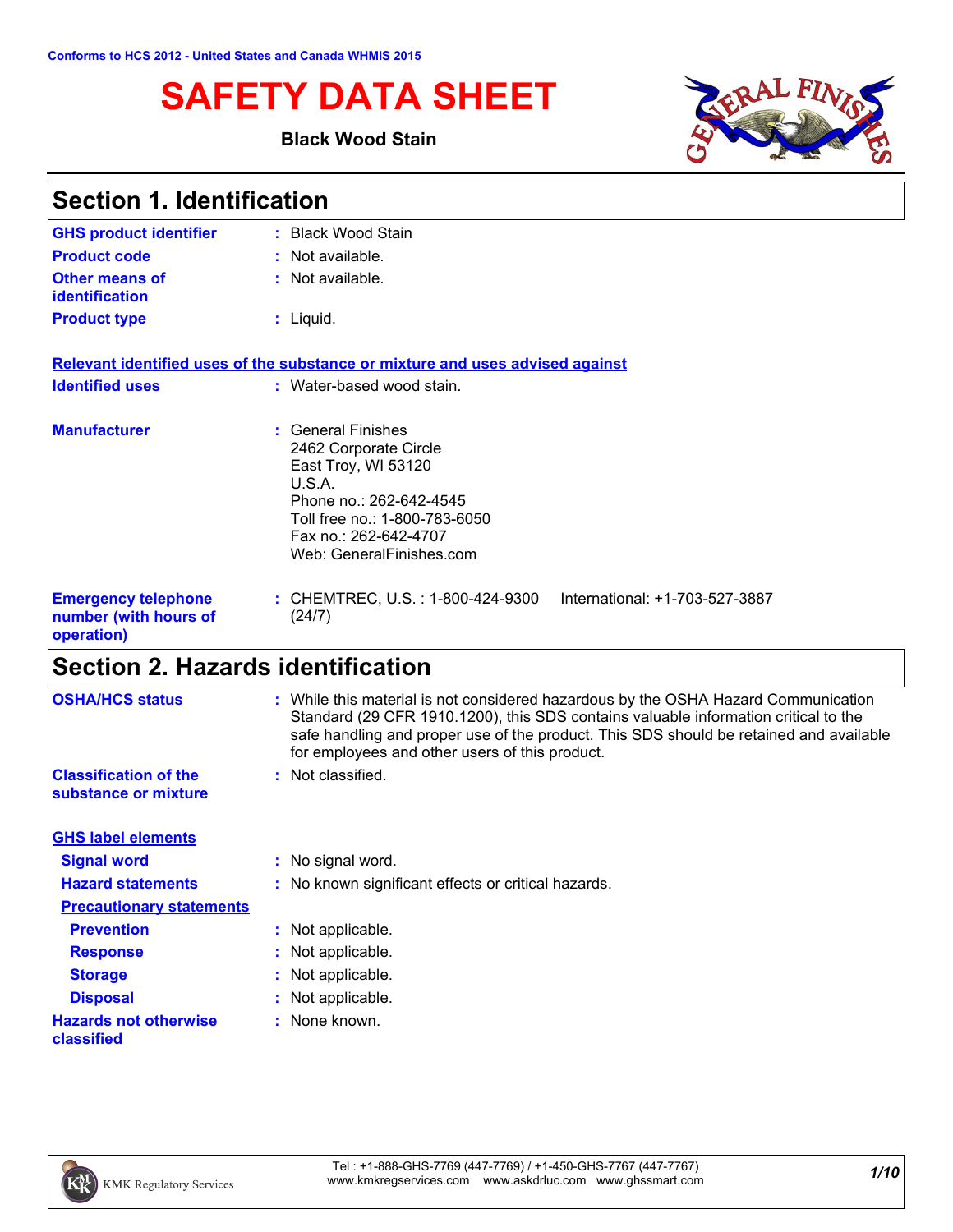Conforms to HCS 2012 - United States and Canada WHMIS 2015

# SAFETY DATA SHEET

**Black Wood Stain**

## Section 1. Identification

| | |
|---|---|
| **GHS product identifier** | : Black Wood Stain |
| **Product code** | : Not available. |
| **Other means of identification** | : Not available. |
| **Product type** | : Liquid. |

**Relevant identified uses of the substance or mixture and uses advised against**

| | |
|---|---|
| **Identified uses** | : Water-based wood stain. |
| **Manufacturer** | : General Finishes<br>2462 Corporate Circle<br>East Troy, WI 53120<br>U.S.A.<br>Phone no.: 262-642-4545<br>Toll free no.: 1-800-783-6050<br>Fax no.: 262-642-4707<br>Web: GeneralFinishes.com |
| **Emergency telephone number (with hours of operation)** | : CHEMTREC, U.S. : 1-800-424-9300 International: +1-703-527-3887 (24/7) |

## Section 2. Hazards identification

| | |
|---|---|
| **OSHA/HCS status** | : While this material is not considered hazardous by the OSHA Hazard Communication Standard (29 CFR 1910.1200), this SDS contains valuable information critical to the safe handling and proper use of the product. This SDS should be retained and available for employees and other users of this product. |
| **Classification of the substance or mixture** | : Not classified. |

**GHS label elements**

| | |
|---|---|
| **Signal word** | : No signal word. |
| **Hazard statements** | : No known significant effects or critical hazards. |

**Precautionary statements**

| | |
|---|---|
| **Prevention** | : Not applicable. |
| **Response** | : Not applicable. |
| **Storage** | : Not applicable. |
| **Disposal** | : Not applicable. |
| **Hazards not otherwise classified** | : None known. |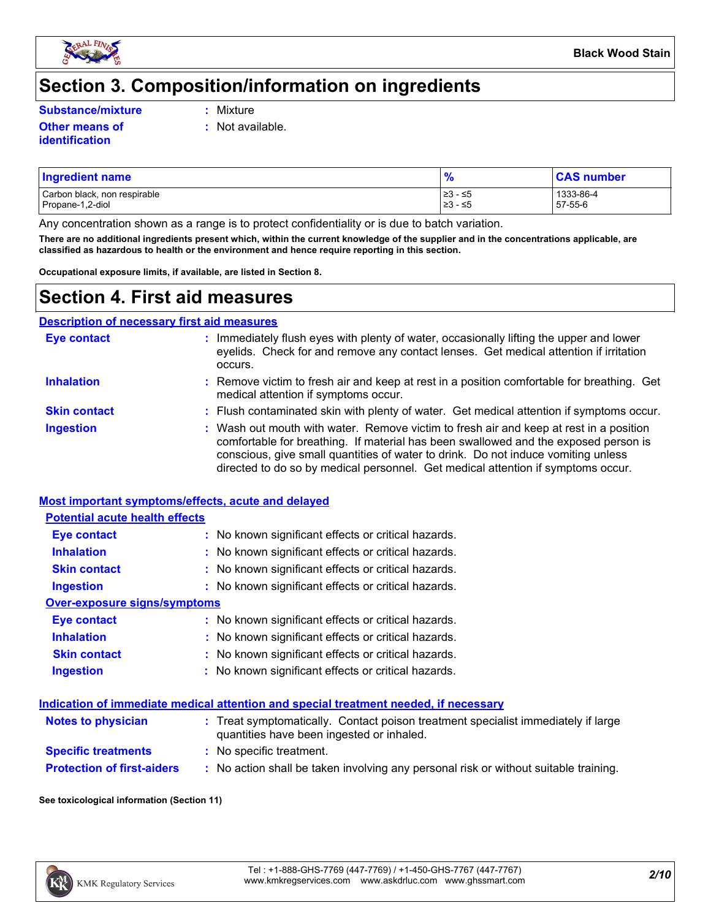# Section 3. Composition/information on ingredients

**Substance/mixture** : Mixture

**Other means of identification** : Not available.

| Ingredient name | % | CAS number |
| --- | --- | --- |
| Carbon black, non respirable | ≥3 - ≤5 | 1333-86-4 |
| Propane-1,2-diol | ≥3 - ≤5 | 57-55-6 |

Any concentration shown as a range is to protect confidentiality or is due to batch variation.

**There are no additional ingredients present which, within the current knowledge of the supplier and in the concentrations applicable, are classified as hazardous to health or the environment and hence require reporting in this section.**

**Occupational exposure limits, if available, are listed in Section 8.**

# Section 4. First aid measures

## Description of necessary first aid measures

**Eye contact** : Immediately flush eyes with plenty of water, occasionally lifting the upper and lower eyelids. Check for and remove any contact lenses. Get medical attention if irritation occurs.

**Inhalation** : Remove victim to fresh air and keep at rest in a position comfortable for breathing. Get medical attention if symptoms occur.

**Skin contact** : Flush contaminated skin with plenty of water. Get medical attention if symptoms occur.

**Ingestion** : Wash out mouth with water. Remove victim to fresh air and keep at rest in a position comfortable for breathing. If material has been swallowed and the exposed person is conscious, give small quantities of water to drink. Do not induce vomiting unless directed to do so by medical personnel. Get medical attention if symptoms occur.

## Most important symptoms/effects, acute and delayed

### Potential acute health effects

**Eye contact** : No known significant effects or critical hazards.

**Inhalation** : No known significant effects or critical hazards.

**Skin contact** : No known significant effects or critical hazards.

**Ingestion** : No known significant effects or critical hazards.

### Over-exposure signs/symptoms

**Eye contact** : No known significant effects or critical hazards.

**Inhalation** : No known significant effects or critical hazards.

**Skin contact** : No known significant effects or critical hazards.

**Ingestion** : No known significant effects or critical hazards.

## Indication of immediate medical attention and special treatment needed, if necessary

**Notes to physician** : Treat symptomatically. Contact poison treatment specialist immediately if large quantities have been ingested or inhaled.

**Specific treatments** : No specific treatment.

**Protection of first-aiders** : No action shall be taken involving any personal risk or without suitable training.

**See toxicological information (Section 11)**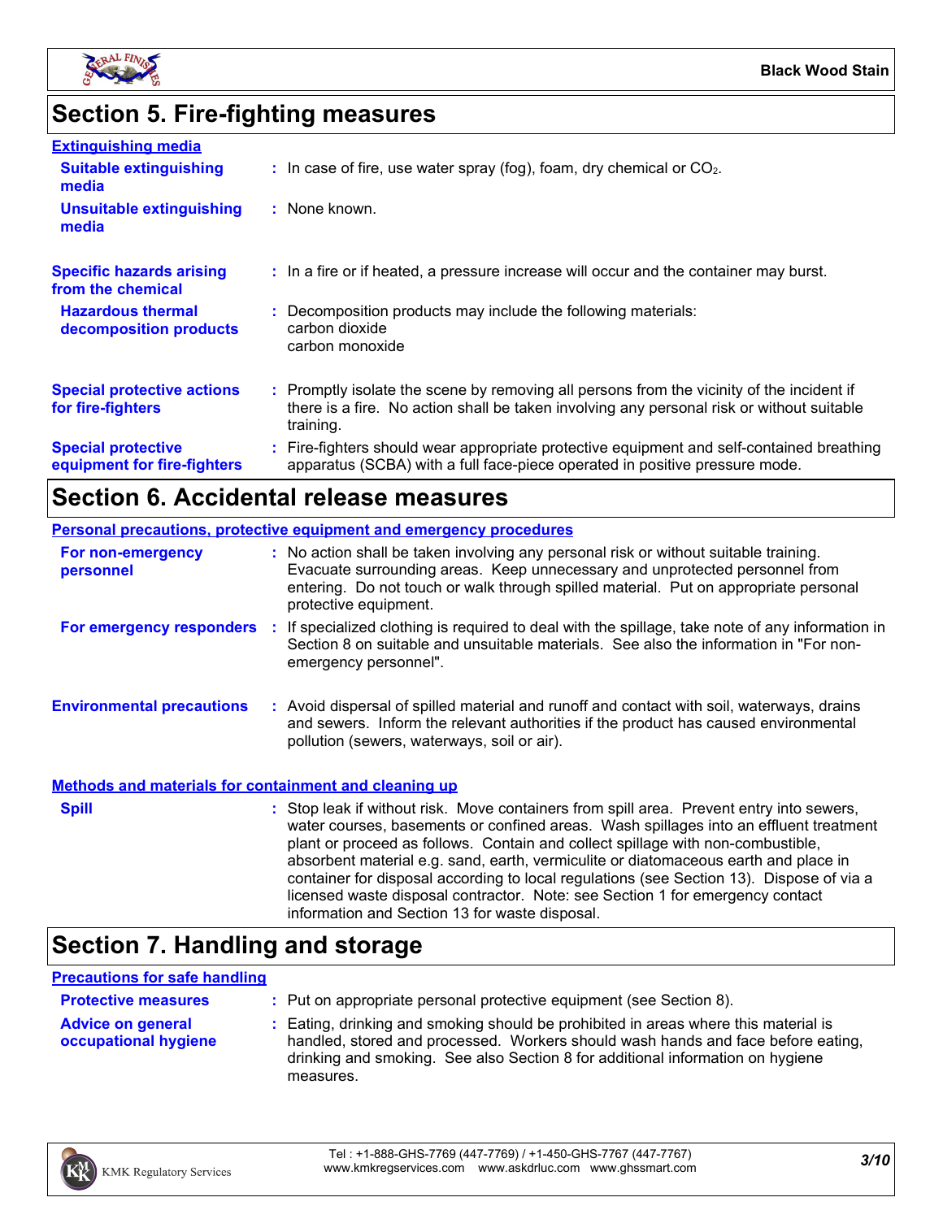## Section 5. Fire-fighting measures

### Extinguishing media

**Suitable extinguishing media** : In case of fire, use water spray (fog), foam, dry chemical or $CO_2$.

**Unsuitable extinguishing media** : None known.

**Specific hazards arising from the chemical** : In a fire or if heated, a pressure increase will occur and the container may burst.

**Hazardous thermal decomposition products** : Decomposition products may include the following materials:
carbon dioxide
carbon monoxide

**Special protective actions for fire-fighters** : Promptly isolate the scene by removing all persons from the vicinity of the incident if there is a fire. No action shall be taken involving any personal risk or without suitable training.

**Special protective equipment for fire-fighters** : Fire-fighters should wear appropriate protective equipment and self-contained breathing apparatus (SCBA) with a full face-piece operated in positive pressure mode.

## Section 6. Accidental release measures

### Personal precautions, protective equipment and emergency procedures

**For non-emergency personnel** : No action shall be taken involving any personal risk or without suitable training. Evacuate surrounding areas. Keep unnecessary and unprotected personnel from entering. Do not touch or walk through spilled material. Put on appropriate personal protective equipment.

**For emergency responders** : If specialized clothing is required to deal with the spillage, take note of any information in Section 8 on suitable and unsuitable materials. See also the information in "For non-emergency personnel".

**Environmental precautions** : Avoid dispersal of spilled material and runoff and contact with soil, waterways, drains and sewers. Inform the relevant authorities if the product has caused environmental pollution (sewers, waterways, soil or air).

### Methods and materials for containment and cleaning up

**Spill** : Stop leak if without risk. Move containers from spill area. Prevent entry into sewers, water courses, basements or confined areas. Wash spillages into an effluent treatment plant or proceed as follows. Contain and collect spillage with non-combustible, absorbent material e.g. sand, earth, vermiculite or diatomaceous earth and place in container for disposal according to local regulations (see Section 13). Dispose of via a licensed waste disposal contractor. Note: see Section 1 for emergency contact information and Section 13 for waste disposal.

## Section 7. Handling and storage

### Precautions for safe handling

**Protective measures** : Put on appropriate personal protective equipment (see Section 8).

**Advice on general occupational hygiene** : Eating, drinking and smoking should be prohibited in areas where this material is handled, stored and processed. Workers should wash hands and face before eating, drinking and smoking. See also Section 8 for additional information on hygiene measures.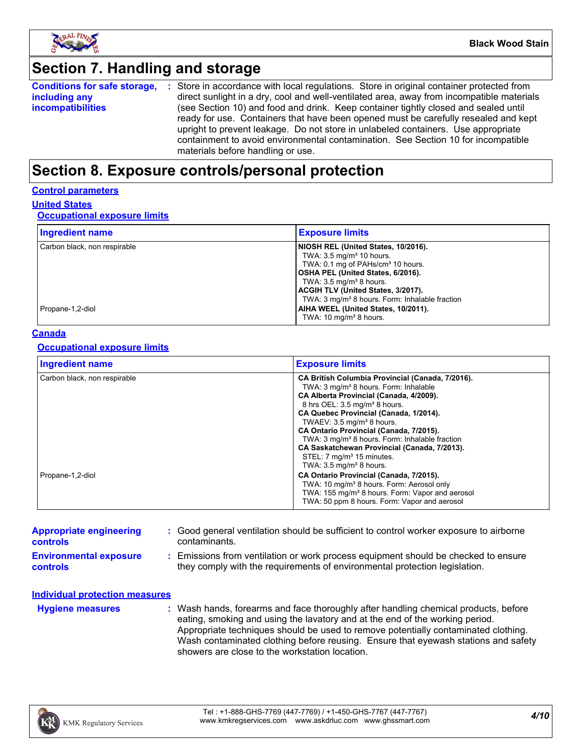## Section 7. Handling and storage

**Conditions for safe storage, including any incompatibilities** : Store in accordance with local regulations. Store in original container protected from direct sunlight in a dry, cool and well-ventilated area, away from incompatible materials (see Section 10) and food and drink. Keep container tightly closed and sealed until ready for use. Containers that have been opened must be carefully resealed and kept upright to prevent leakage. Do not store in unlabeled containers. Use appropriate containment to avoid environmental contamination. See Section 10 for incompatible materials before handling or use.

## Section 8. Exposure controls/personal protection

**Control parameters**

**United States**

**Occupational exposure limits**

| Ingredient name | Exposure limits |
|---|---|
| Carbon black, non respirable | **NIOSH REL (United States, 10/2016).**<br>TWA: 3.5 mg/m³ 10 hours.<br>TWA: 0.1 mg of PAHs/cm³ 10 hours.<br>**OSHA PEL (United States, 6/2016).**<br>TWA: 3.5 mg/m³ 8 hours.<br>**ACGIH TLV (United States, 3/2017).**<br>TWA: 3 mg/m³ 8 hours. Form: Inhalable fraction |
| Propane-1,2-diol | **AIHA WEEL (United States, 10/2011).**<br>TWA: 10 mg/m³ 8 hours. |

**Canada**

**Occupational exposure limits**

| Ingredient name | Exposure limits |
|---|---|
| Carbon black, non respirable | **CA British Columbia Provincial (Canada, 7/2016).**<br>TWA: 3 mg/m³ 8 hours. Form: Inhalable<br>**CA Alberta Provincial (Canada, 4/2009).**<br>8 hrs OEL: 3.5 mg/m³ 8 hours.<br>**CA Quebec Provincial (Canada, 1/2014).**<br>TWAEV: 3.5 mg/m³ 8 hours.<br>**CA Ontario Provincial (Canada, 7/2015).**<br>TWA: 3 mg/m³ 8 hours. Form: Inhalable fraction<br>**CA Saskatchewan Provincial (Canada, 7/2013).**<br>STEL: 7 mg/m³ 15 minutes.<br>TWA: 3.5 mg/m³ 8 hours. |
| Propane-1,2-diol | **CA Ontario Provincial (Canada, 7/2015).**<br>TWA: 10 mg/m³ 8 hours. Form: Aerosol only<br>TWA: 155 mg/m³ 8 hours. Form: Vapor and aerosol<br>TWA: 50 ppm 8 hours. Form: Vapor and aerosol |

**Appropriate engineering controls** : Good general ventilation should be sufficient to control worker exposure to airborne contaminants.

**Environmental exposure controls** : Emissions from ventilation or work process equipment should be checked to ensure they comply with the requirements of environmental protection legislation.

**Individual protection measures**

**Hygiene measures** : Wash hands, forearms and face thoroughly after handling chemical products, before eating, smoking and using the lavatory and at the end of the working period. Appropriate techniques should be used to remove potentially contaminated clothing. Wash contaminated clothing before reusing. Ensure that eyewash stations and safety showers are close to the workstation location.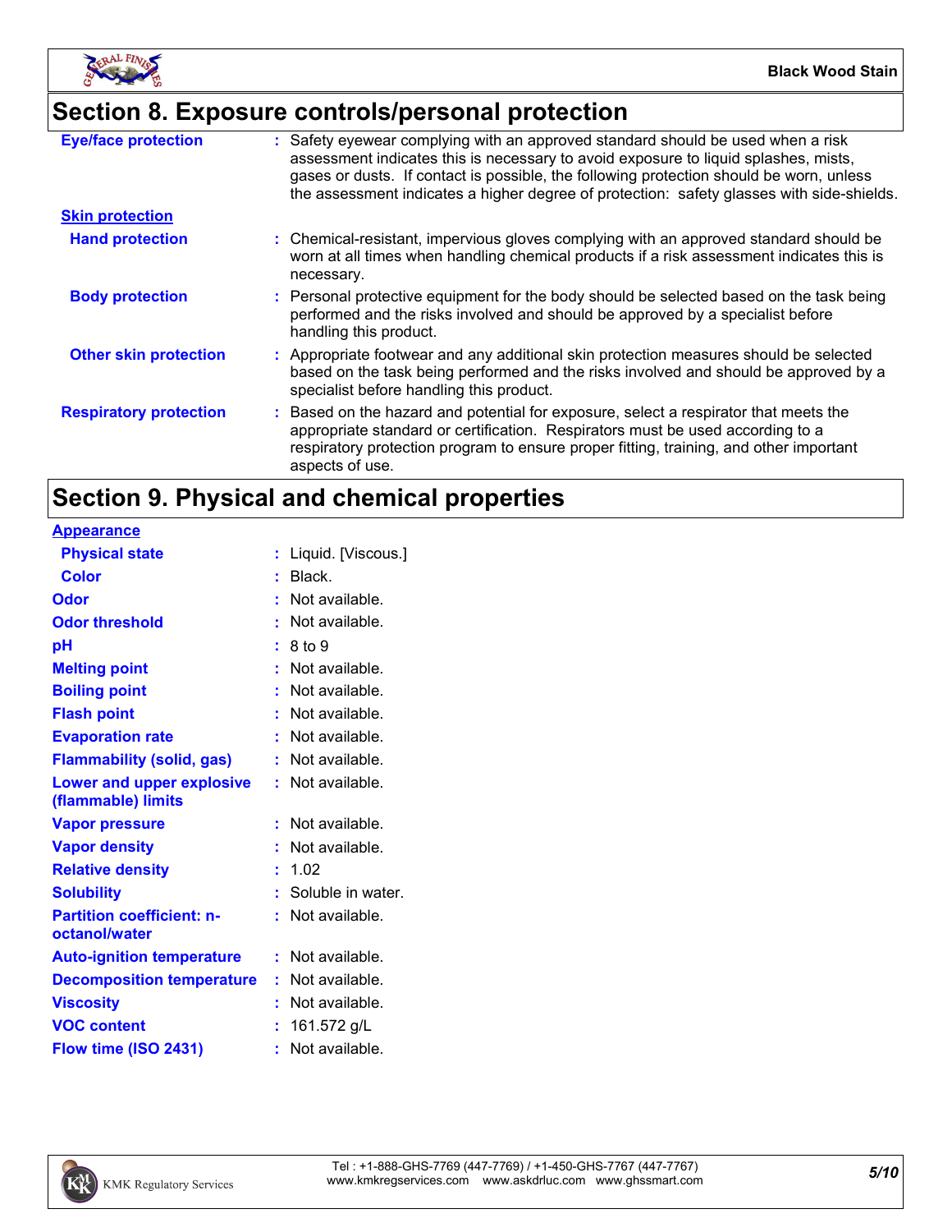## Section 8. Exposure controls/personal protection

| | |
|---|---|
| **Eye/face protection** | : Safety eyewear complying with an approved standard should be used when a risk assessment indicates this is necessary to avoid exposure to liquid splashes, mists, gases or dusts. If contact is possible, the following protection should be worn, unless the assessment indicates a higher degree of protection: safety glasses with side-shields. |
| **Skin protection** | |
| **Hand protection** | : Chemical-resistant, impervious gloves complying with an approved standard should be worn at all times when handling chemical products if a risk assessment indicates this is necessary. |
| **Body protection** | : Personal protective equipment for the body should be selected based on the task being performed and the risks involved and should be approved by a specialist before handling this product. |
| **Other skin protection** | : Appropriate footwear and any additional skin protection measures should be selected based on the task being performed and the risks involved and should be approved by a specialist before handling this product. |
| **Respiratory protection** | : Based on the hazard and potential for exposure, select a respirator that meets the appropriate standard or certification. Respirators must be used according to a respiratory protection program to ensure proper fitting, training, and other important aspects of use. |

## Section 9. Physical and chemical properties

| | |
|---|---|
| **Appearance** | |
| **Physical state** | : Liquid. [Viscous.] |
| **Color** | : Black. |
| **Odor** | : Not available. |
| **Odor threshold** | : Not available. |
| **pH** | : 8 to 9 |
| **Melting point** | : Not available. |
| **Boiling point** | : Not available. |
| **Flash point** | : Not available. |
| **Evaporation rate** | : Not available. |
| **Flammability (solid, gas)** | : Not available. |
| **Lower and upper explosive (flammable) limits** | : Not available. |
| **Vapor pressure** | : Not available. |
| **Vapor density** | : Not available. |
| **Relative density** | : 1.02 |
| **Solubility** | : Soluble in water. |
| **Partition coefficient: n-octanol/water** | : Not available. |
| **Auto-ignition temperature** | : Not available. |
| **Decomposition temperature** | : Not available. |
| **Viscosity** | : Not available. |
| **VOC content** | : 161.572 g/L |
| **Flow time (ISO 2431)** | : Not available. |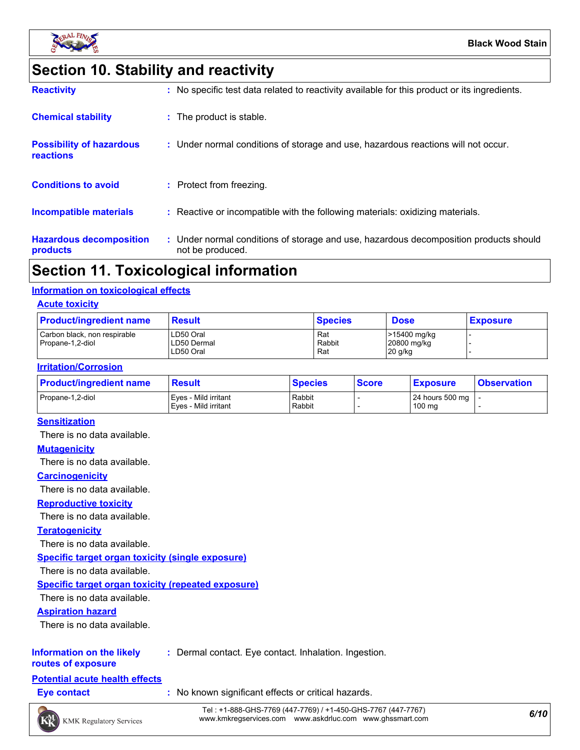# Section 10. Stability and reactivity

**Reactivity** : No specific test data related to reactivity available for this product or its ingredients.

**Chemical stability** : The product is stable.

**Possibility of hazardous reactions** : Under normal conditions of storage and use, hazardous reactions will not occur.

**Conditions to avoid** : Protect from freezing.

**Incompatible materials** : Reactive or incompatible with the following materials: oxidizing materials.

**Hazardous decomposition products** : Under normal conditions of storage and use, hazardous decomposition products should not be produced.

# Section 11. Toxicological information

## Information on toxicological effects

### Acute toxicity

| Product/ingredient name | Result | Species | Dose | Exposure |
|---|---|---|---|---|
| Carbon black, non respirable | LD50 Oral | Rat | >15400 mg/kg | - |
| Propane-1,2-diol | LD50 Dermal | Rabbit | 20800 mg/kg | - |
| | LD50 Oral | Rat | 20 g/kg | - |

### Irritation/Corrosion

| Product/ingredient name | Result | Species | Score | Exposure | Observation |
|---|---|---|---|---|---|
| Propane-1,2-diol | Eyes - Mild irritant | Rabbit | - | 24 hours 500 mg | - |
| | Eyes - Mild irritant | Rabbit | - | 100 mg | - |

### Sensitization

There is no data available.

### Mutagenicity

There is no data available.

### Carcinogenicity

There is no data available.

### Reproductive toxicity

There is no data available.

### Teratogenicity

There is no data available.

### Specific target organ toxicity (single exposure)

There is no data available.

### Specific target organ toxicity (repeated exposure)

There is no data available.

### Aspiration hazard

There is no data available.

**Information on the likely routes of exposure** : Dermal contact. Eye contact. Inhalation. Ingestion.

## Potential acute health effects

**Eye contact** : No known significant effects or critical hazards.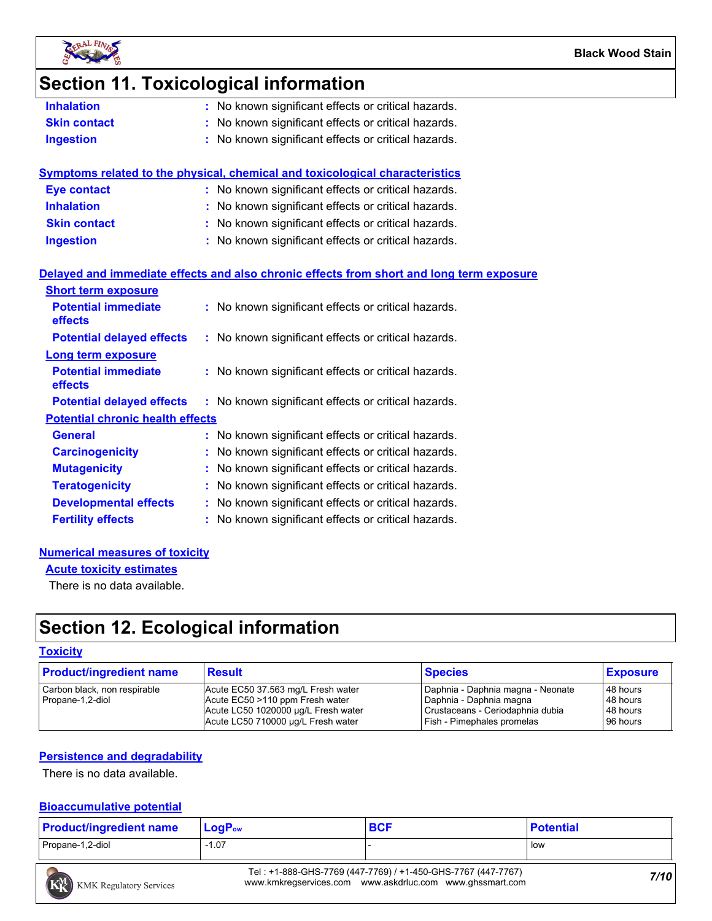# Section 11. Toxicological information

**Inhalation** : No known significant effects or critical hazards.
**Skin contact** : No known significant effects or critical hazards.
**Ingestion** : No known significant effects or critical hazards.

## Symptoms related to the physical, chemical and toxicological characteristics

**Eye contact** : No known significant effects or critical hazards.
**Inhalation** : No known significant effects or critical hazards.
**Skin contact** : No known significant effects or critical hazards.
**Ingestion** : No known significant effects or critical hazards.

## Delayed and immediate effects and also chronic effects from short and long term exposure

### Short term exposure

**Potential immediate effects** : No known significant effects or critical hazards.
**Potential delayed effects** : No known significant effects or critical hazards.

### Long term exposure

**Potential immediate effects** : No known significant effects or critical hazards.
**Potential delayed effects** : No known significant effects or critical hazards.

### Potential chronic health effects

**General** : No known significant effects or critical hazards.
**Carcinogenicity** : No known significant effects or critical hazards.
**Mutagenicity** : No known significant effects or critical hazards.
**Teratogenicity** : No known significant effects or critical hazards.
**Developmental effects** : No known significant effects or critical hazards.
**Fertility effects** : No known significant effects or critical hazards.

## Numerical measures of toxicity

### Acute toxicity estimates

There is no data available.

# Section 12. Ecological information

## Toxicity

| Product/ingredient name | Result | Species | Exposure |
|---|---|---|---|
| Carbon black, non respirable | Acute EC50 37.563 mg/L Fresh water | Daphnia - Daphnia magna - Neonate | 48 hours |
| Propane-1,2-diol | Acute EC50 >110 ppm Fresh water | Daphnia - Daphnia magna | 48 hours |
| | Acute LC50 1020000 µg/L Fresh water | Crustaceans - Ceriodaphnia dubia | 48 hours |
| | Acute LC50 710000 µg/L Fresh water | Fish - Pimephales promelas | 96 hours |

## Persistence and degradability

There is no data available.

## Bioaccumulative potential

| Product/ingredient name | $LogP_{ow}$ | BCF | Potential |
|---|---|---|---|
| Propane-1,2-diol | -1.07 | - | low |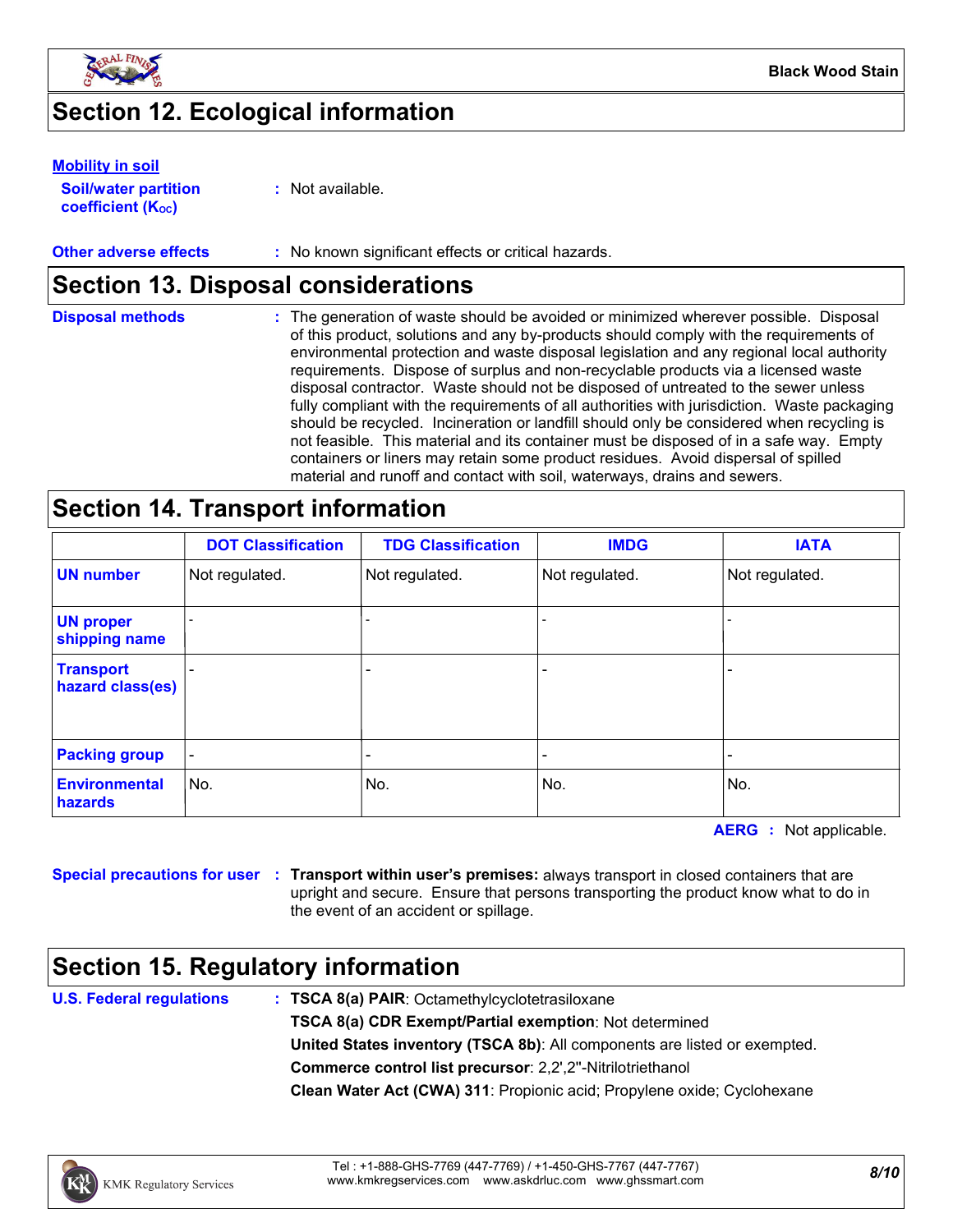## Section 12. Ecological information

**Mobility in soil**

**Soil/water partition coefficient ($K_{OC}$)** : Not available.

**Other adverse effects** : No known significant effects or critical hazards.

## Section 13. Disposal considerations

**Disposal methods** : The generation of waste should be avoided or minimized wherever possible. Disposal of this product, solutions and any by-products should comply with the requirements of environmental protection and waste disposal legislation and any regional local authority requirements. Dispose of surplus and non-recyclable products via a licensed waste disposal contractor. Waste should not be disposed of untreated to the sewer unless fully compliant with the requirements of all authorities with jurisdiction. Waste packaging should be recycled. Incineration or landfill should only be considered when recycling is not feasible. This material and its container must be disposed of in a safe way. Empty containers or liners may retain some product residues. Avoid dispersal of spilled material and runoff and contact with soil, waterways, drains and sewers.

## Section 14. Transport information

| | DOT Classification | TDG Classification | IMDG | IATA |
|---|---|---|---|---|
| **UN number** | Not regulated. | Not regulated. | Not regulated. | Not regulated. |
| **UN proper shipping name** | - | - | - | - |
| **Transport hazard class(es)** | - | - | - | - |
| **Packing group** | - | - | - | - |
| **Environmental hazards** | No. | No. | No. | No. |

**AERG** : Not applicable.

**Special precautions for user** : **Transport within user's premises:** always transport in closed containers that are upright and secure. Ensure that persons transporting the product know what to do in the event of an accident or spillage.

## Section 15. Regulatory information

**U.S. Federal regulations** : **TSCA 8(a) PAIR**: Octamethylcyclotetrasiloxane

**TSCA 8(a) CDR Exempt/Partial exemption**: Not determined

**United States inventory (TSCA 8b)**: All components are listed or exempted.

**Commerce control list precursor**: 2,2',2''-Nitrilotriethanol

**Clean Water Act (CWA) 311**: Propionic acid; Propylene oxide; Cyclohexane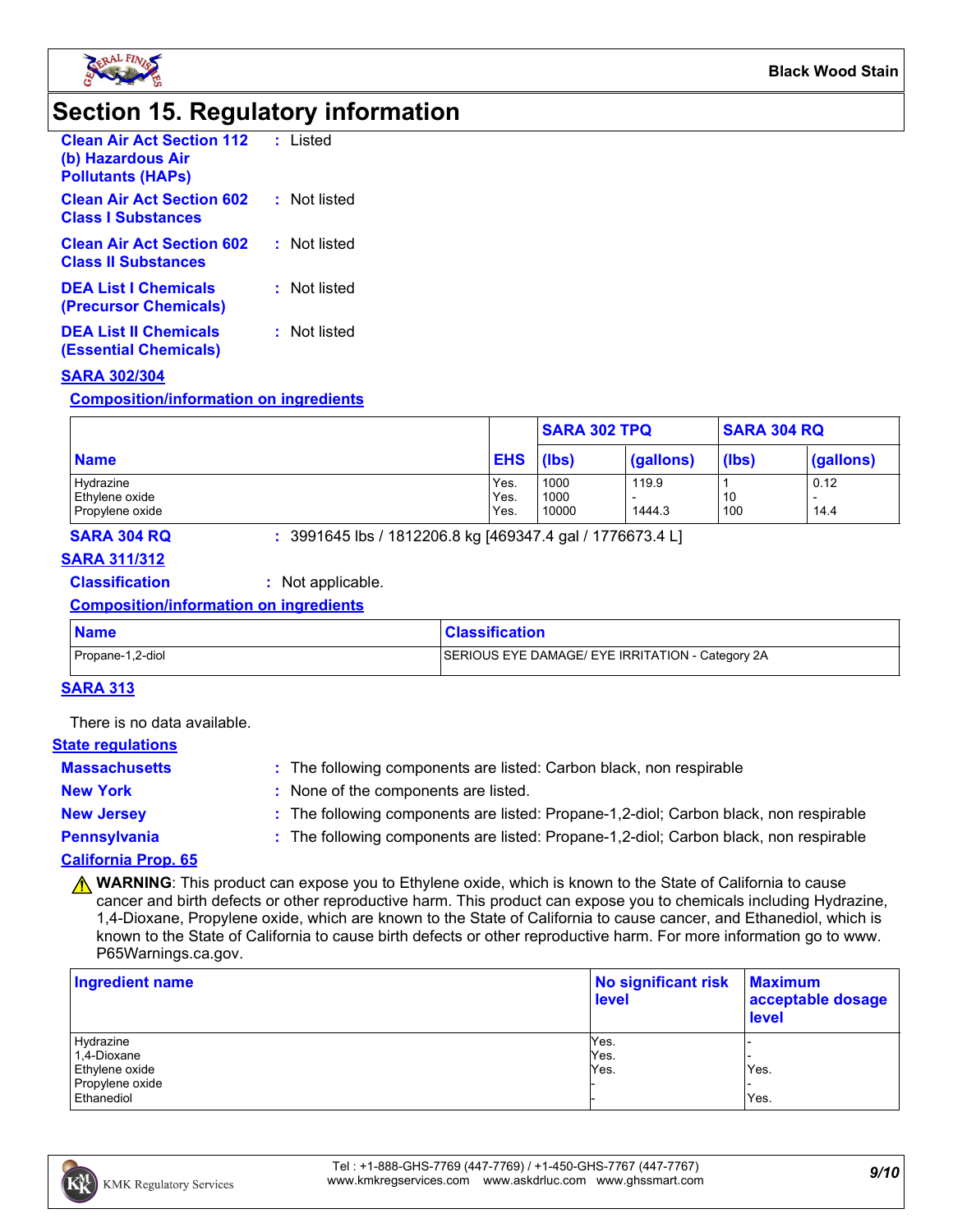# Section 15. Regulatory information

**Clean Air Act Section 112 (b) Hazardous Air Pollutants (HAPs)** : Listed

**Clean Air Act Section 602 Class I Substances** : Not listed

**Clean Air Act Section 602 Class II Substances** : Not listed

**DEA List I Chemicals (Precursor Chemicals)** : Not listed

**DEA List II Chemicals (Essential Chemicals)** : Not listed

## SARA 302/304

### Composition/information on ingredients

| Name | EHS | SARA 302 TPQ | | SARA 304 RQ | |
|---|---|---|---|---|---|
| | | (lbs) | (gallons) | (lbs) | (gallons) |
| Hydrazine | Yes. | 1000 | 119.9 | 1 | 0.12 |
| Ethylene oxide | Yes. | 1000 | - | 10 | - |
| Propylene oxide | Yes. | 10000 | 1444.3 | 100 | 14.4 |

**SARA 304 RQ** : 3991645 lbs / 1812206.8 kg [469347.4 gal / 1776673.4 L]

## SARA 311/312

**Classification** : Not applicable.

### Composition/information on ingredients

| Name | Classification |
|---|---|
| Propane-1,2-diol | SERIOUS EYE DAMAGE/ EYE IRRITATION - Category 2A |

## SARA 313

There is no data available.

## State regulations

**Massachusetts** : The following components are listed: Carbon black, non respirable

**New York** : None of the components are listed.

**New Jersey** : The following components are listed: Propane-1,2-diol; Carbon black, non respirable

**Pennsylvania** : The following components are listed: Propane-1,2-diol; Carbon black, non respirable

## California Prop. 65

⚠ **WARNING**: This product can expose you to Ethylene oxide, which is known to the State of California to cause cancer and birth defects or other reproductive harm. This product can expose you to chemicals including Hydrazine, 1,4-Dioxane, Propylene oxide, which are known to the State of California to cause cancer, and Ethanediol, which is known to the State of California to cause birth defects or other reproductive harm. For more information go to www.P65Warnings.ca.gov.

| Ingredient name | No significant risk level | Maximum acceptable dosage level |
|---|---|---|
| Hydrazine | Yes. | - |
| 1,4-Dioxane | Yes. | - |
| Ethylene oxide | Yes. | Yes. |
| Propylene oxide | - | - |
| Ethanediol | - | Yes. |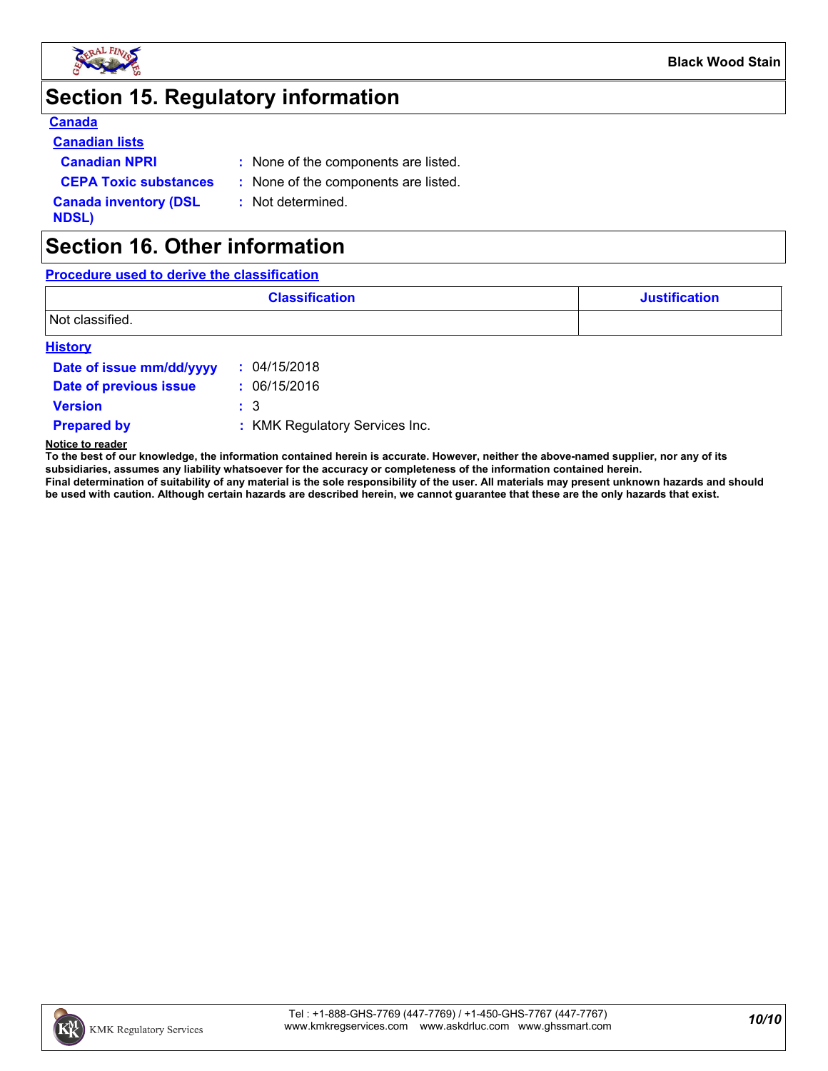# Section 15. Regulatory information

### Canada

#### Canadian lists

**Canadian NPRI** : None of the components are listed.

**CEPA Toxic substances** : None of the components are listed.

**Canada inventory (DSL NDSL)** : Not determined.

# Section 16. Other information

### Procedure used to derive the classification

| Classification | Justification |
|---|---|
| Not classified. | |

### History

**Date of issue mm/dd/yyyy** : 04/15/2018

**Date of previous issue** : 06/15/2016

**Version** : 3

**Prepared by** : KMK Regulatory Services Inc.

**Notice to reader**

**To the best of our knowledge, the information contained herein is accurate. However, neither the above-named supplier, nor any of its subsidiaries, assumes any liability whatsoever for the accuracy or completeness of the information contained herein.**
**Final determination of suitability of any material is the sole responsibility of the user. All materials may present unknown hazards and should be used with caution. Although certain hazards are described herein, we cannot guarantee that these are the only hazards that exist.**